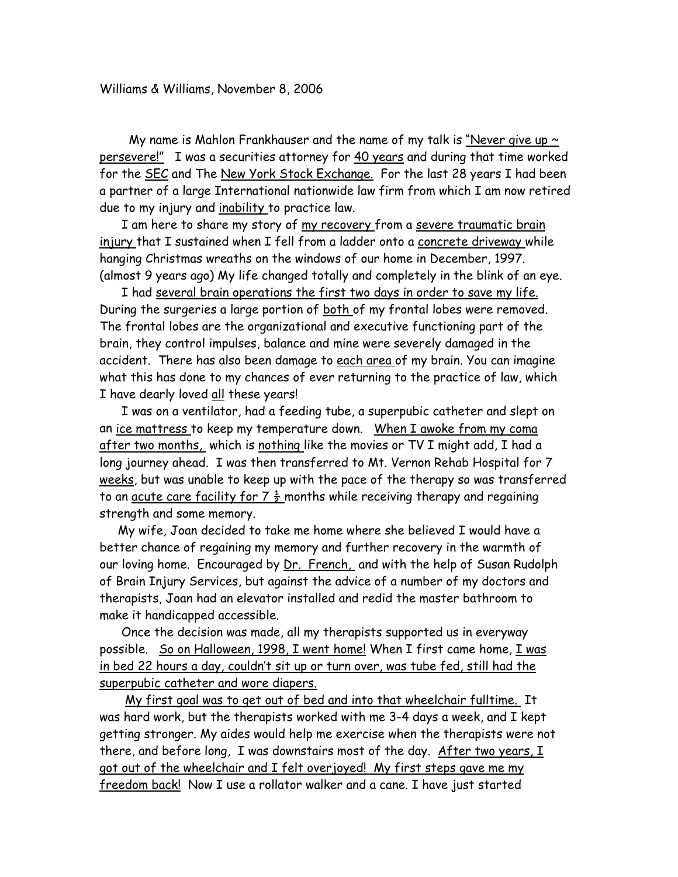Williams & Williams, November 8, 2006

My name is Mahlon Frankhauser and the name of my talk is <u>"Never give up ~ persevere!"</u> I was a securities attorney for <u>40 years</u> and during that time worked for the <u>SEC</u> and The <u>New York Stock Exchange.</u> For the last 28 years I had been a partner of a large International nationwide law firm from which I am now retired due to my injury and <u>inability</u> to practice law.

I am here to share my story of <u>my recovery</u> from a <u>severe traumatic brain injury</u> that I sustained when I fell from a ladder onto a <u>concrete driveway</u> while hanging Christmas wreaths on the windows of our home in December, 1997. (almost 9 years ago) My life changed totally and completely in the blink of an eye.

I had <u>several brain operations the first two days in order to save my life.</u> During the surgeries a large portion of <u>both</u> of my frontal lobes were removed. The frontal lobes are the organizational and executive functioning part of the brain, they control impulses, balance and mine were severely damaged in the accident. There has also been damage to <u>each area</u> of my brain. You can imagine what this has done to my chances of ever returning to the practice of law, which I have dearly loved <u>all</u> these years!

I was on a ventilator, had a feeding tube, a superpubic catheter and slept on an <u>ice mattress</u> to keep my temperature down. <u>When I awoke from my coma after two months,</u> which is <u>nothing</u> like the movies or TV I might add, I had a long journey ahead. I was then transferred to Mt. Vernon Rehab Hospital for 7 <u>weeks</u>, but was unable to keep up with the pace of the therapy so was transferred to an <u>acute care facility for 7 ½</u> months while receiving therapy and regaining strength and some memory.

My wife, Joan decided to take me home where she believed I would have a better chance of regaining my memory and further recovery in the warmth of our loving home. Encouraged by <u>Dr. French,</u> and with the help of Susan Rudolph of Brain Injury Services, but against the advice of a number of my doctors and therapists, Joan had an elevator installed and redid the master bathroom to make it handicapped accessible.

Once the decision was made, all my therapists supported us in everyway possible. <u>So on Halloween, 1998, I went home!</u> When I first came home, <u>I was in bed 22 hours a day, couldn't sit up or turn over, was tube fed, still had the superpubic catheter and wore diapers.</u>

<u>My first goal was to get out of bed and into that wheelchair fulltime.</u> It was hard work, but the therapists worked with me 3-4 days a week, and I kept getting stronger. My aides would help me exercise when the therapists were not there, and before long, I was downstairs most of the day. <u>After two years, I got out of the wheelchair and I felt overjoyed! My first steps gave me my freedom back!</u> Now I use a rollator walker and a cane. I have just started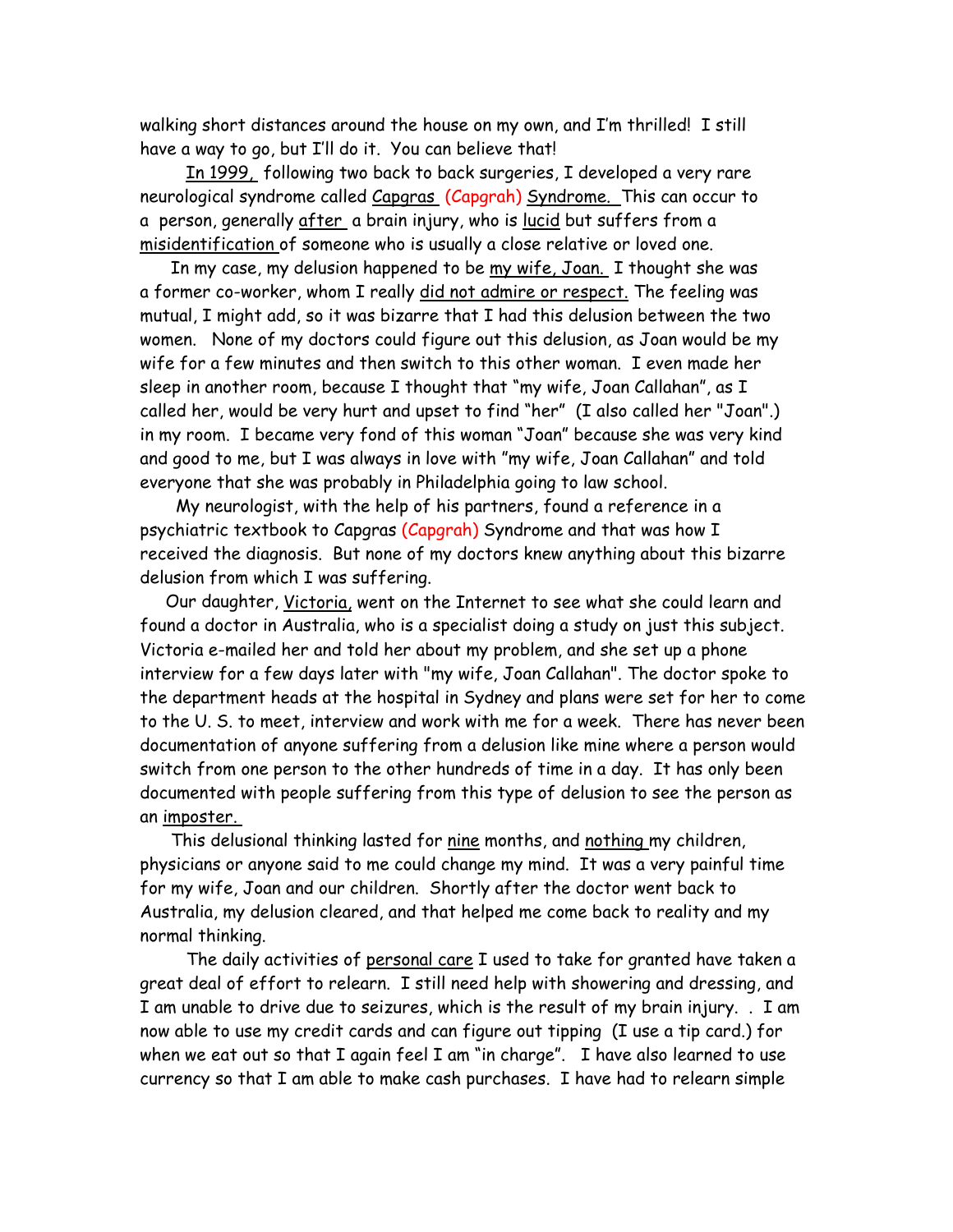walking short distances around the house on my own, and I'm thrilled! I still have a way to go, but I'll do it. You can believe that!

In 1999, following two back to back surgeries, I developed a very rare neurological syndrome called Capgras (Capgrah) Syndrome. This can occur to a person, generally after a brain injury, who is lucid but suffers from a misidentification of someone who is usually a close relative or loved one.

In my case, my delusion happened to be my wife, Joan. I thought she was a former co-worker, whom I really did not admire or respect. The feeling was mutual, I might add, so it was bizarre that I had this delusion between the two women. None of my doctors could figure out this delusion, as Joan would be my wife for a few minutes and then switch to this other woman. I even made her sleep in another room, because I thought that "my wife, Joan Callahan", as I called her, would be very hurt and upset to find "her" (I also called her "Joan".) in my room. I became very fond of this woman "Joan" because she was very kind and good to me, but I was always in love with "my wife, Joan Callahan" and told everyone that she was probably in Philadelphia going to law school.

My neurologist, with the help of his partners, found a reference in a psychiatric textbook to Capgras (Capgrah) Syndrome and that was how I received the diagnosis. But none of my doctors knew anything about this bizarre delusion from which I was suffering.

Our daughter, Victoria, went on the Internet to see what she could learn and found a doctor in Australia, who is a specialist doing a study on just this subject. Victoria e-mailed her and told her about my problem, and she set up a phone interview for a few days later with "my wife, Joan Callahan". The doctor spoke to the department heads at the hospital in Sydney and plans were set for her to come to the U. S. to meet, interview and work with me for a week. There has never been documentation of anyone suffering from a delusion like mine where a person would switch from one person to the other hundreds of time in a day. It has only been documented with people suffering from this type of delusion to see the person as an imposter.

This delusional thinking lasted for nine months, and nothing my children, physicians or anyone said to me could change my mind. It was a very painful time for my wife, Joan and our children. Shortly after the doctor went back to Australia, my delusion cleared, and that helped me come back to reality and my normal thinking.

The daily activities of personal care I used to take for granted have taken a great deal of effort to relearn. I still need help with showering and dressing, and I am unable to drive due to seizures, which is the result of my brain injury. . I am now able to use my credit cards and can figure out tipping (I use a tip card.) for when we eat out so that I again feel I am "in charge". I have also learned to use currency so that I am able to make cash purchases. I have had to relearn simple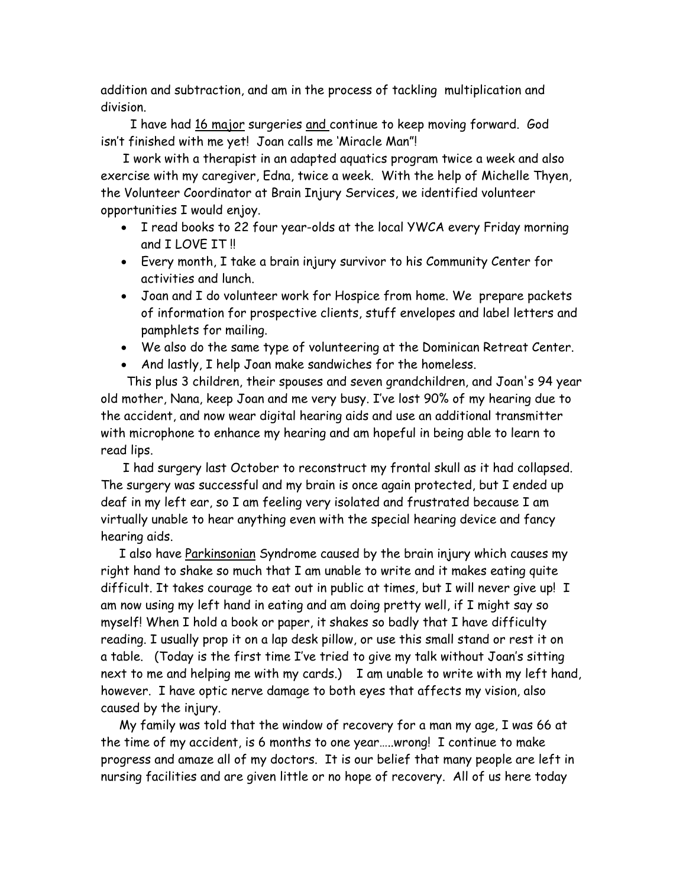addition and subtraction, and am in the process of tackling multiplication and division.

I have had <u>16 major</u> surgeries <u>and</u> continue to keep moving forward. God isn't finished with me yet! Joan calls me 'Miracle Man"!

I work with a therapist in an adapted aquatics program twice a week and also exercise with my caregiver, Edna, twice a week. With the help of Michelle Thyen, the Volunteer Coordinator at Brain Injury Services, we identified volunteer opportunities I would enjoy.

- I read books to 22 four year-olds at the local YWCA every Friday morning and I LOVE IT !!
- Every month, I take a brain injury survivor to his Community Center for activities and lunch.
- Joan and I do volunteer work for Hospice from home. We prepare packets of information for prospective clients, stuff envelopes and label letters and pamphlets for mailing.
- We also do the same type of volunteering at the Dominican Retreat Center.
- And lastly, I help Joan make sandwiches for the homeless.

This plus 3 children, their spouses and seven grandchildren, and Joan's 94 year old mother, Nana, keep Joan and me very busy. I've lost 90% of my hearing due to the accident, and now wear digital hearing aids and use an additional transmitter with microphone to enhance my hearing and am hopeful in being able to learn to read lips.

I had surgery last October to reconstruct my frontal skull as it had collapsed. The surgery was successful and my brain is once again protected, but I ended up deaf in my left ear, so I am feeling very isolated and frustrated because I am virtually unable to hear anything even with the special hearing device and fancy hearing aids.

I also have <u>Parkinsonian</u> Syndrome caused by the brain injury which causes my right hand to shake so much that I am unable to write and it makes eating quite difficult. It takes courage to eat out in public at times, but I will never give up! I am now using my left hand in eating and am doing pretty well, if I might say so myself! When I hold a book or paper, it shakes so badly that I have difficulty reading. I usually prop it on a lap desk pillow, or use this small stand or rest it on a table. (Today is the first time I've tried to give my talk without Joan's sitting next to me and helping me with my cards.) I am unable to write with my left hand, however. I have optic nerve damage to both eyes that affects my vision, also caused by the injury.

My family was told that the window of recovery for a man my age, I was 66 at the time of my accident, is 6 months to one year…..wrong! I continue to make progress and amaze all of my doctors. It is our belief that many people are left in nursing facilities and are given little or no hope of recovery. All of us here today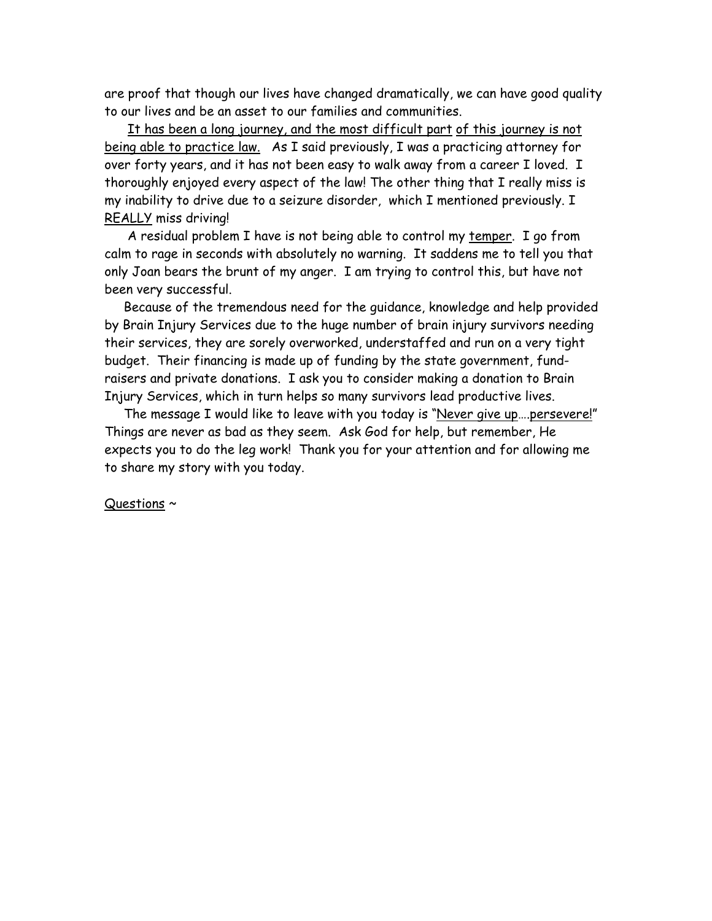are proof that though our lives have changed dramatically, we can have good quality to our lives and be an asset to our families and communities.

<u>It has been a long journey, and the most difficult part of this journey is not being able to practice law.</u> As I said previously, I was a practicing attorney for over forty years, and it has not been easy to walk away from a career I loved. I thoroughly enjoyed every aspect of the law! The other thing that I really miss is my inability to drive due to a seizure disorder, which I mentioned previously. I <u>REALLY</u> miss driving!

A residual problem I have is not being able to control my <u>temper</u>. I go from calm to rage in seconds with absolutely no warning. It saddens me to tell you that only Joan bears the brunt of my anger. I am trying to control this, but have not been very successful.

Because of the tremendous need for the guidance, knowledge and help provided by Brain Injury Services due to the huge number of brain injury survivors needing their services, they are sorely overworked, understaffed and run on a very tight budget. Their financing is made up of funding by the state government, fund-raisers and private donations. I ask you to consider making a donation to Brain Injury Services, which in turn helps so many survivors lead productive lives.

The message I would like to leave with you today is "<u>Never give up</u>….<u>persevere!</u>" Things are never as bad as they seem. Ask God for help, but remember, He expects you to do the leg work! Thank you for your attention and for allowing me to share my story with you today.

<u>Questions</u> ~